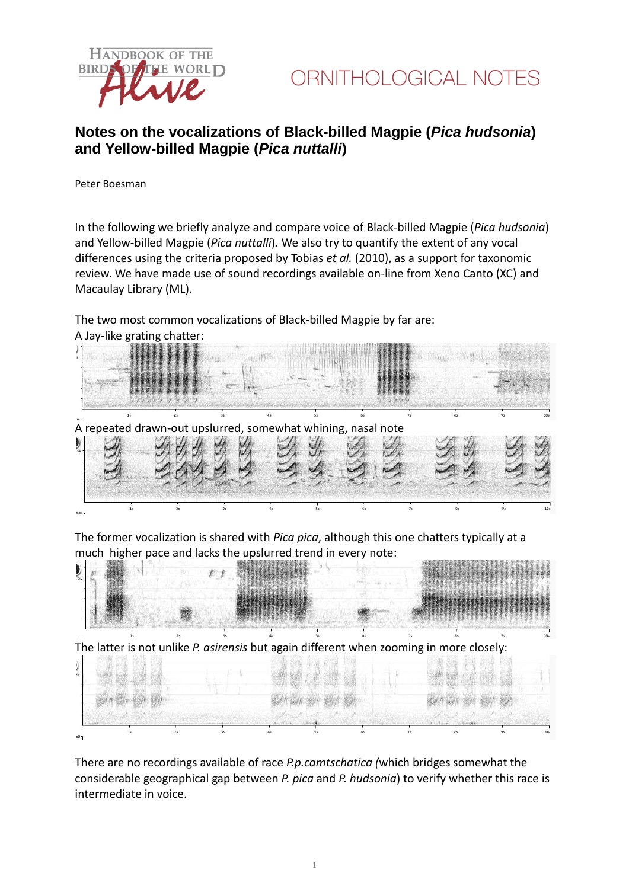ORNITHOLOGICAL NOTES

# Notes on the vocalizations of Black-billed Magpie (*Pica hudsonia*) and Yellow-billed Magpie (*Pica nuttalli*)

Peter Boesman

In the following we briefly analyze and compare voice of Black-billed Magpie (*Pica hudsonia*) and Yellow-billed Magpie (*Pica nuttalli*). We also try to quantify the extent of any vocal differences using the criteria proposed by Tobias *et al.* (2010), as a support for taxonomic review. We have made use of sound recordings available on-line from Xeno Canto (XC) and Macaulay Library (ML).

The two most common vocalizations of Black-billed Magpie by far are:

A Jay-like grating chatter:

A repeated drawn-out upslurred, somewhat whining, nasal note

The former vocalization is shared with *Pica pica*, although this one chatters typically at a much higher pace and lacks the upslurred trend in every note:

The latter is not unlike *P. asirensis* but again different when zooming in more closely:

There are no recordings available of race *P.p.camtschatica* (which bridges somewhat the considerable geographical gap between *P. pica* and *P. hudsonia*) to verify whether this race is intermediate in voice.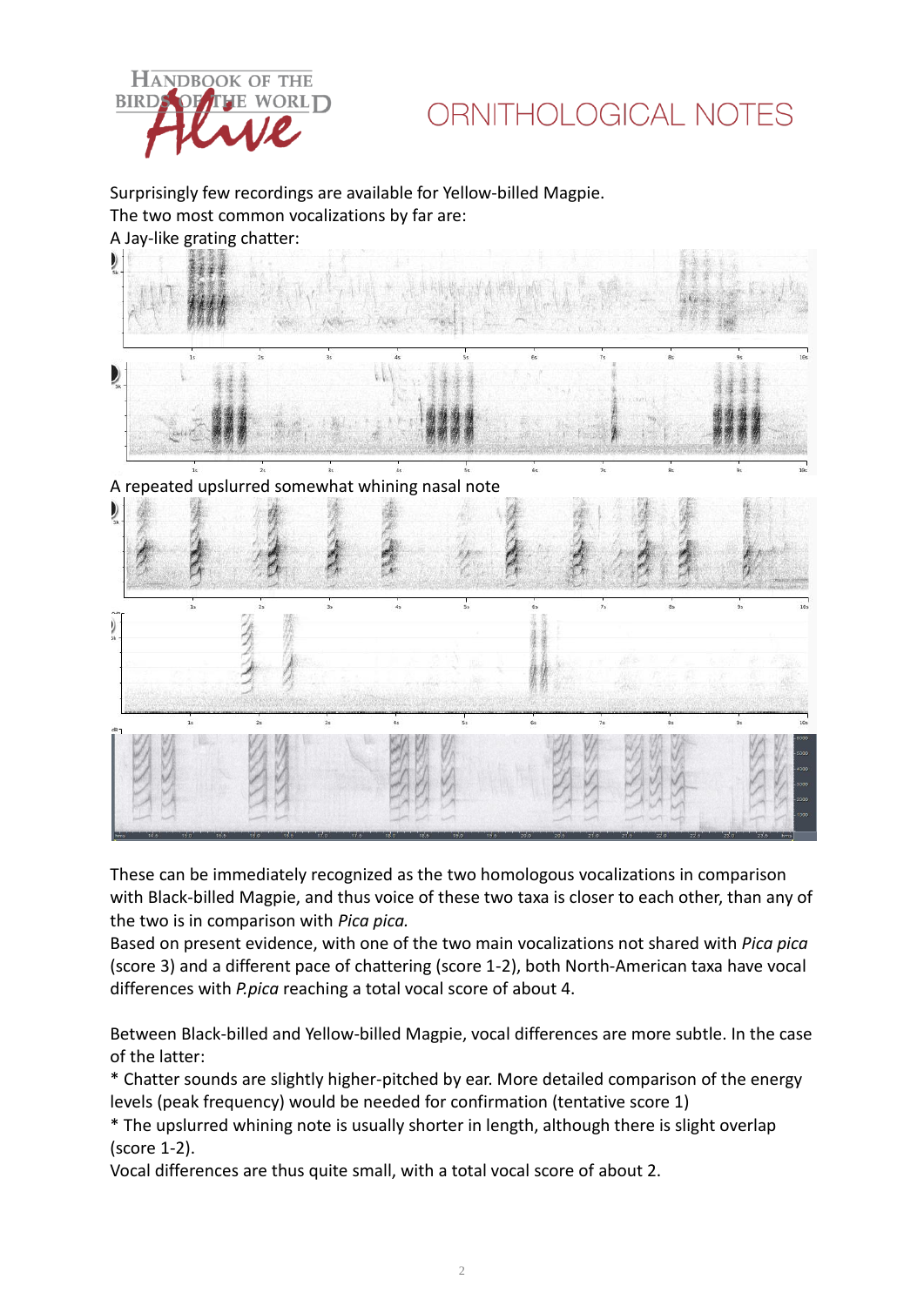Surprisingly few recordings are available for Yellow-billed Magpie.
The two most common vocalizations by far are:
A Jay-like grating chatter:

A repeated upslurred somewhat whining nasal note

These can be immediately recognized as the two homologous vocalizations in comparison with Black-billed Magpie, and thus voice of these two taxa is closer to each other, than any of the two is in comparison with *Pica pica.*
Based on present evidence, with one of the two main vocalizations not shared with *Pica pica* (score 3) and a different pace of chattering (score 1-2), both North-American taxa have vocal differences with *P.pica* reaching a total vocal score of about 4.

Between Black-billed and Yellow-billed Magpie, vocal differences are more subtle. In the case of the latter:
* Chatter sounds are slightly higher-pitched by ear. More detailed comparison of the energy levels (peak frequency) would be needed for confirmation (tentative score 1)
* The upslurred whining note is usually shorter in length, although there is slight overlap (score 1-2).
Vocal differences are thus quite small, with a total vocal score of about 2.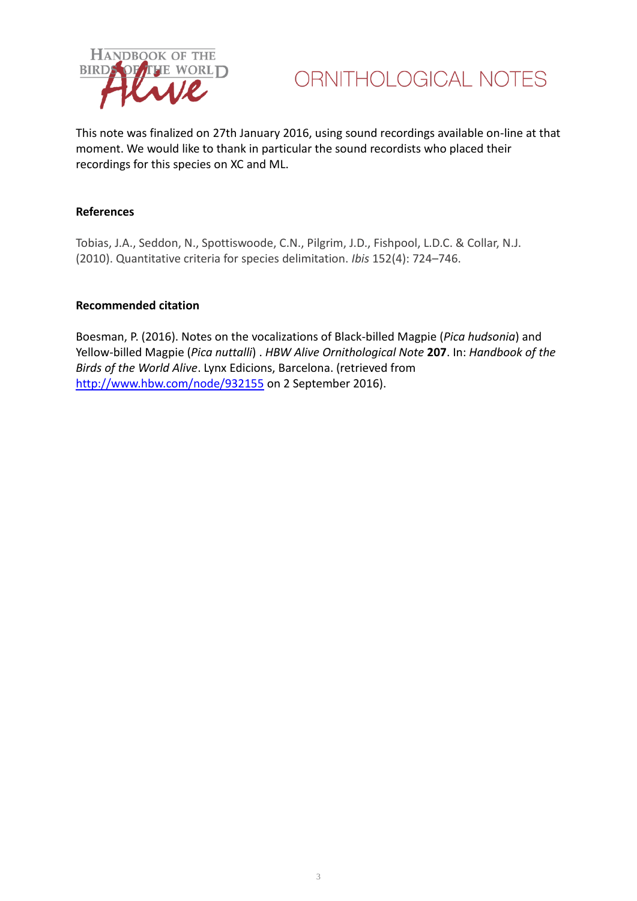This note was finalized on 27th January 2016, using sound recordings available on-line at that moment. We would like to thank in particular the sound recordists who placed their recordings for this species on XC and ML.

**References**

Tobias, J.A., Seddon, N., Spottiswoode, C.N., Pilgrim, J.D., Fishpool, L.D.C. & Collar, N.J. (2010). Quantitative criteria for species delimitation. *Ibis* 152(4): 724–746.

**Recommended citation**

Boesman, P. (2016). Notes on the vocalizations of Black-billed Magpie (*Pica hudsonia*) and Yellow-billed Magpie (*Pica nuttalli*) . *HBW Alive Ornithological Note* **207**. In: *Handbook of the Birds of the World Alive*. Lynx Edicions, Barcelona. (retrieved from http://www.hbw.com/node/932155 on 2 September 2016).